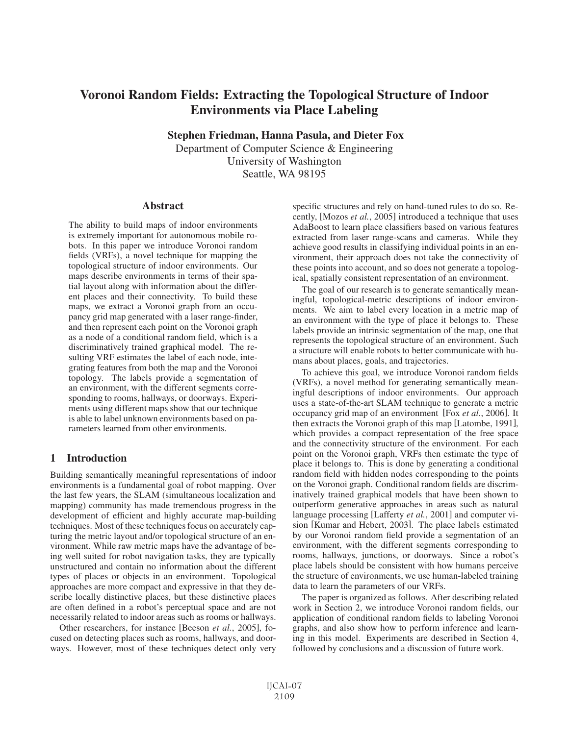# Voronoi Random Fields: Extracting the Topological Structure of Indoor Environments via Place Labeling

**Stephen Friedman, Hanna Pasula, and Dieter Fox**

Department of Computer Science & Engineering
University of Washington
Seattle, WA 98195

## Abstract

The ability to build maps of indoor environments is extremely important for autonomous mobile robots. In this paper we introduce Voronoi random fields (VRFs), a novel technique for mapping the topological structure of indoor environments. Our maps describe environments in terms of their spatial layout along with information about the different places and their connectivity. To build these maps, we extract a Voronoi graph from an occupancy grid map generated with a laser range-finder, and then represent each point on the Voronoi graph as a node of a conditional random field, which is a discriminatively trained graphical model. The resulting VRF estimates the label of each node, integrating features from both the map and the Voronoi topology. The labels provide a segmentation of an environment, with the different segments corresponding to rooms, hallways, or doorways. Experiments using different maps show that our technique is able to label unknown environments based on parameters learned from other environments.

## 1 Introduction

Building semantically meaningful representations of indoor environments is a fundamental goal of robot mapping. Over the last few years, the SLAM (simultaneous localization and mapping) community has made tremendous progress in the development of efficient and highly accurate map-building techniques. Most of these techniques focus on accurately capturing the metric layout and/or topological structure of an environment. While raw metric maps have the advantage of being well suited for robot navigation tasks, they are typically unstructured and contain no information about the different types of places or objects in an environment. Topological approaches are more compact and expressive in that they describe locally distinctive places, but these distinctive places are often defined in a robot's perceptual space and are not necessarily related to indoor areas such as rooms or hallways.

Other researchers, for instance [Beeson *et al.*, 2005], focused on detecting places such as rooms, hallways, and doorways. However, most of these techniques detect only very specific structures and rely on hand-tuned rules to do so. Recently, [Mozos *et al.*, 2005] introduced a technique that uses AdaBoost to learn place classifiers based on various features extracted from laser range-scans and cameras. While they achieve good results in classifying individual points in an environment, their approach does not take the connectivity of these points into account, and so does not generate a topological, spatially consistent representation of an environment.

The goal of our research is to generate semantically meaningful, topological-metric descriptions of indoor environments. We aim to label every location in a metric map of an environment with the type of place it belongs to. These labels provide an intrinsic segmentation of the map, one that represents the topological structure of an environment. Such a structure will enable robots to better communicate with humans about places, goals, and trajectories.

To achieve this goal, we introduce Voronoi random fields (VRFs), a novel method for generating semantically meaningful descriptions of indoor environments. Our approach uses a state-of-the-art SLAM technique to generate a metric occupancy grid map of an environment [Fox *et al.*, 2006]. It then extracts the Voronoi graph of this map [Latombe, 1991], which provides a compact representation of the free space and the connectivity structure of the environment. For each point on the Voronoi graph, VRFs then estimate the type of place it belongs to. This is done by generating a conditional random field with hidden nodes corresponding to the points on the Voronoi graph. Conditional random fields are discriminatively trained graphical models that have been shown to outperform generative approaches in areas such as natural language processing [Lafferty *et al.*, 2001] and computer vision [Kumar and Hebert, 2003]. The place labels estimated by our Voronoi random field provide a segmentation of an environment, with the different segments corresponding to rooms, hallways, junctions, or doorways. Since a robot's place labels should be consistent with how humans perceive the structure of environments, we use human-labeled training data to learn the parameters of our VRFs.

The paper is organized as follows. After describing related work in Section 2, we introduce Voronoi random fields, our application of conditional random fields to labeling Voronoi graphs, and also show how to perform inference and learning in this model. Experiments are described in Section 4, followed by conclusions and a discussion of future work.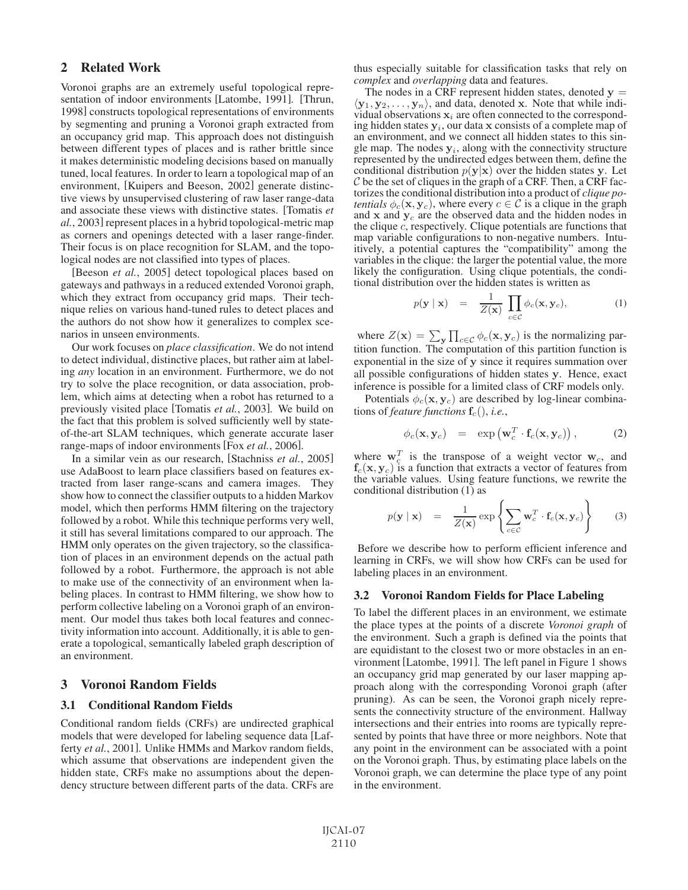## 2 Related Work

Voronoi graphs are an extremely useful topological representation of indoor environments [Latombe, 1991]. [Thrun, 1998] constructs topological representations of environments by segmenting and pruning a Voronoi graph extracted from an occupancy grid map. This approach does not distinguish between different types of places and is rather brittle since it makes deterministic modeling decisions based on manually tuned, local features. In order to learn a topological map of an environment, [Kuipers and Beeson, 2002] generate distinctive views by unsupervised clustering of raw laser range-data and associate these views with distinctive states. [Tomatis *et al.*, 2003] represent places in a hybrid topological-metric map as corners and openings detected with a laser range-finder. Their focus is on place recognition for SLAM, and the topological nodes are not classified into types of places.

[Beeson *et al.*, 2005] detect topological places based on gateways and pathways in a reduced extended Voronoi graph, which they extract from occupancy grid maps. Their technique relies on various hand-tuned rules to detect places and the authors do not show how it generalizes to complex scenarios in unseen environments.

Our work focuses on *place classification*. We do not intend to detect individual, distinctive places, but rather aim at labeling *any* location in an environment. Furthermore, we do not try to solve the place recognition, or data association, problem, which aims at detecting when a robot has returned to a previously visited place [Tomatis *et al.*, 2003]. We build on the fact that this problem is solved sufficiently well by state-of-the-art SLAM techniques, which generate accurate laser range-maps of indoor environments [Fox *et al.*, 2006].

In a similar vein as our research, [Stachniss *et al.*, 2005] use AdaBoost to learn place classifiers based on features extracted from laser range-scans and camera images. They show how to connect the classifier outputs to a hidden Markov model, which then performs HMM filtering on the trajectory followed by a robot. While this technique performs very well, it still has several limitations compared to our approach. The HMM only operates on the given trajectory, so the classification of places in an environment depends on the actual path followed by a robot. Furthermore, the approach is not able to make use of the connectivity of an environment when labeling places. In contrast to HMM filtering, we show how to perform collective labeling on a Voronoi graph of an environment. Our model thus takes both local features and connectivity information into account. Additionally, it is able to generate a topological, semantically labeled graph description of an environment.

## 3 Voronoi Random Fields

### 3.1 Conditional Random Fields

Conditional random fields (CRFs) are undirected graphical models that were developed for labeling sequence data [Lafferty *et al.*, 2001]. Unlike HMMs and Markov random fields, which assume that observations are independent given the hidden state, CRFs make no assumptions about the dependency structure between different parts of the data. CRFs are thus especially suitable for classification tasks that rely on *complex* and *overlapping* data and features.

The nodes in a CRF represent hidden states, denoted $\mathbf{y} = \langle \mathbf{y}_1, \mathbf{y}_2, \ldots, \mathbf{y}_n \rangle$, and data, denoted $\mathbf{x}$. Note that while individual observations $\mathbf{x}_i$ are often connected to the corresponding hidden states $\mathbf{y}_i$, our data $\mathbf{x}$ consists of a complete map of an environment, and we connect all hidden states to this single map. The nodes $\mathbf{y}_i$, along with the connectivity structure represented by the undirected edges between them, define the conditional distribution $p(\mathbf{y}|\mathbf{x})$ over the hidden states $\mathbf{y}$. Let $\mathcal{C}$ be the set of cliques in the graph of a CRF. Then, a CRF factorizes the conditional distribution into a product of *clique potentials* $\phi_c(\mathbf{x}, \mathbf{y}_c)$, where every $c \in \mathcal{C}$ is a clique in the graph and $\mathbf{x}$ and $\mathbf{y}_c$ are the observed data and the hidden nodes in the clique $c$, respectively. Clique potentials are functions that map variable configurations to non-negative numbers. Intuitively, a potential captures the "compatibility" among the variables in the clique: the larger the potential value, the more likely the configuration. Using clique potentials, the conditional distribution over the hidden states is written as

$$p(\mathbf{y} \mid \mathbf{x}) \quad = \quad \frac{1}{Z(\mathbf{x})} \prod_{c \in \mathcal{C}} \phi_c(\mathbf{x}, \mathbf{y}_c), \tag{1}$$

where $Z(\mathbf{x}) = \sum_{\mathbf{y}} \prod_{c \in \mathcal{C}} \phi_c(\mathbf{x}, \mathbf{y}_c)$ is the normalizing partition function. The computation of this partition function is exponential in the size of $\mathbf{y}$ since it requires summation over all possible configurations of hidden states $\mathbf{y}$. Hence, exact inference is possible for a limited class of CRF models only.

Potentials $\phi_c(\mathbf{x}, \mathbf{y}_c)$ are described by log-linear combinations of *feature functions* $\mathbf{f}_c()$, *i.e.*,

$$\phi_c(\mathbf{x}, \mathbf{y}_c) \quad = \quad \exp\left(\mathbf{w}_c^T \cdot \mathbf{f}_c(\mathbf{x}, \mathbf{y}_c)\right), \tag{2}$$

where $\mathbf{w}_c^T$ is the transpose of a weight vector $\mathbf{w}_c$, and $\mathbf{f}_c(\mathbf{x}, \mathbf{y}_c)$ is a function that extracts a vector of features from the variable values. Using feature functions, we rewrite the conditional distribution (1) as

$$p(\mathbf{y} \mid \mathbf{x}) \quad = \quad \frac{1}{Z(\mathbf{x})} \exp\left\{ \sum_{c \in \mathcal{C}} \mathbf{w}_c^T \cdot \mathbf{f}_c(\mathbf{x}, \mathbf{y}_c) \right\} \tag{3}$$

Before we describe how to perform efficient inference and learning in CRFs, we will show how CRFs can be used for labeling places in an environment.

### 3.2 Voronoi Random Fields for Place Labeling

To label the different places in an environment, we estimate the place types at the points of a discrete *Voronoi graph* of the environment. Such a graph is defined via the points that are equidistant to the closest two or more obstacles in an environment [Latombe, 1991]. The left panel in Figure 1 shows an occupancy grid map generated by our laser mapping approach along with the corresponding Voronoi graph (after pruning). As can be seen, the Voronoi graph nicely represents the connectivity structure of the environment. Hallway intersections and their entries into rooms are typically represented by points that have three or more neighbors. Note that any point in the environment can be associated with a point on the Voronoi graph. Thus, by estimating place labels on the Voronoi graph, we can determine the place type of any point in the environment.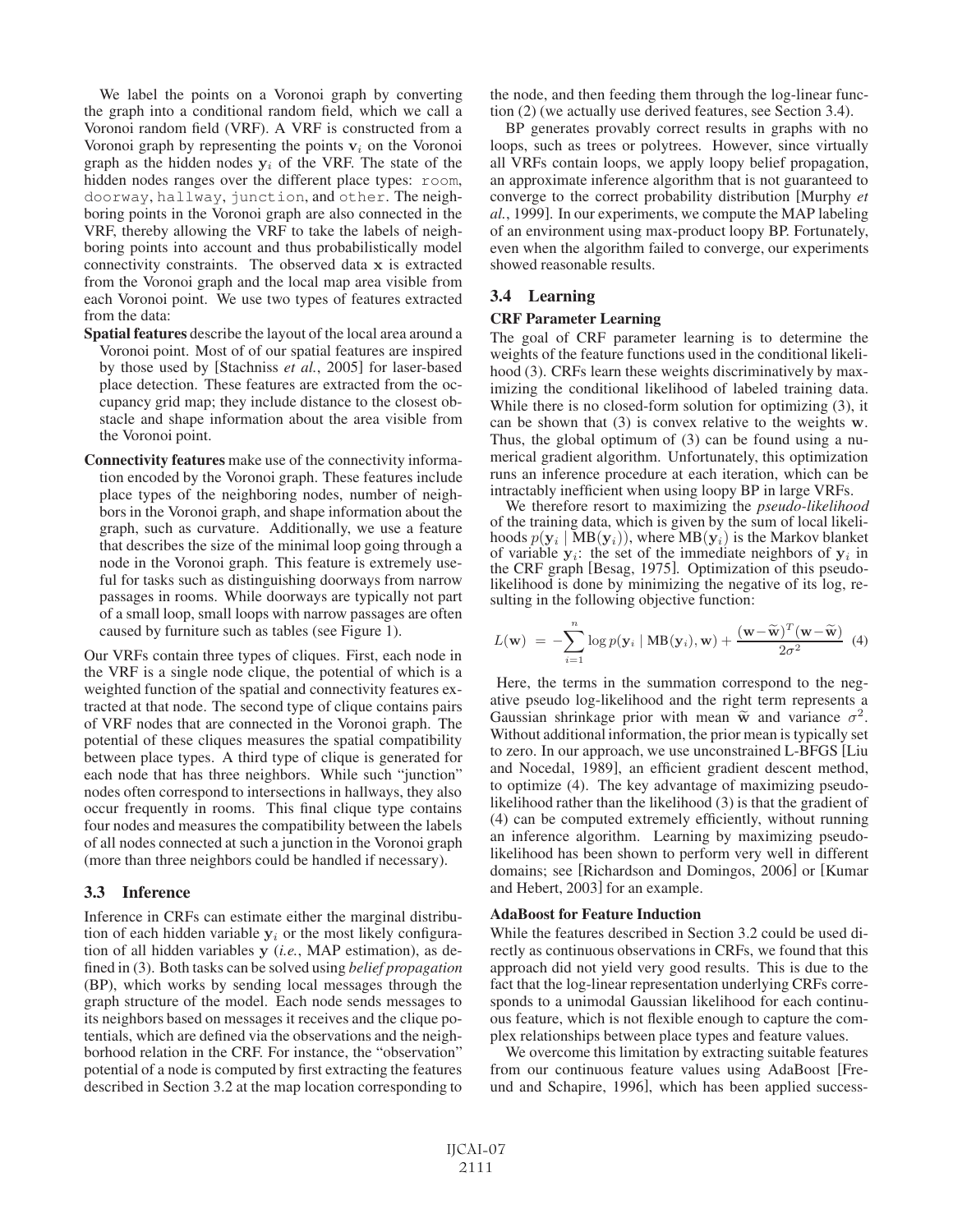We label the points on a Voronoi graph by converting the graph into a conditional random field, which we call a Voronoi random field (VRF). A VRF is constructed from a Voronoi graph by representing the points $\mathbf{v}_i$ on the Voronoi graph as the hidden nodes $\mathbf{y}_i$ of the VRF. The state of the hidden nodes ranges over the different place types: `room`, `doorway`, `hallway`, `junction`, and `other`. The neighboring points in the Voronoi graph are also connected in the VRF, thereby allowing the VRF to take the labels of neighboring points into account and thus probabilistically model connectivity constraints. The observed data $\mathbf{x}$ is extracted from the Voronoi graph and the local map area visible from each Voronoi point. We use two types of features extracted from the data:

**Spatial features** describe the layout of the local area around a Voronoi point. Most of of our spatial features are inspired by those used by [Stachniss *et al.*, 2005] for laser-based place detection. These features are extracted from the occupancy grid map; they include distance to the closest obstacle and shape information about the area visible from the Voronoi point.

**Connectivity features** make use of the connectivity information encoded by the Voronoi graph. These features include place types of the neighboring nodes, number of neighbors in the Voronoi graph, and shape information about the graph, such as curvature. Additionally, we use a feature that describes the size of the minimal loop going through a node in the Voronoi graph. This feature is extremely useful for tasks such as distinguishing doorways from narrow passages in rooms. While doorways are typically not part of a small loop, small loops with narrow passages are often caused by furniture such as tables (see Figure 1).

Our VRFs contain three types of cliques. First, each node in the VRF is a single node clique, the potential of which is a weighted function of the spatial and connectivity features extracted at that node. The second type of clique contains pairs of VRF nodes that are connected in the Voronoi graph. The potential of these cliques measures the spatial compatibility between place types. A third type of clique is generated for each node that has three neighbors. While such "junction" nodes often correspond to intersections in hallways, they also occur frequently in rooms. This final clique type contains four nodes and measures the compatibility between the labels of all nodes connected at such a junction in the Voronoi graph (more than three neighbors could be handled if necessary).

### 3.3 Inference

Inference in CRFs can estimate either the marginal distribution of each hidden variable $\mathbf{y}_i$ or the most likely configuration of all hidden variables $\mathbf{y}$ (*i.e.*, MAP estimation), as defined in (3). Both tasks can be solved using *belief propagation* (BP), which works by sending local messages through the graph structure of the model. Each node sends messages to its neighbors based on messages it receives and the clique potentials, which are defined via the observations and the neighborhood relation in the CRF. For instance, the "observation" potential of a node is computed by first extracting the features described in Section 3.2 at the map location corresponding to the node, and then feeding them through the log-linear function (2) (we actually use derived features, see Section 3.4).

BP generates provably correct results in graphs with no loops, such as trees or polytrees. However, since virtually all VRFs contain loops, we apply loopy belief propagation, an approximate inference algorithm that is not guaranteed to converge to the correct probability distribution [Murphy *et al.*, 1999]. In our experiments, we compute the MAP labeling of an environment using max-product loopy BP. Fortunately, even when the algorithm failed to converge, our experiments showed reasonable results.

### 3.4 Learning

#### CRF Parameter Learning

The goal of CRF parameter learning is to determine the weights of the feature functions used in the conditional likelihood (3). CRFs learn these weights discriminatively by maximizing the conditional likelihood of labeled training data. While there is no closed-form solution for optimizing (3), it can be shown that (3) is convex relative to the weights $\mathbf{w}$. Thus, the global optimum of (3) can be found using a numerical gradient algorithm. Unfortunately, this optimization runs an inference procedure at each iteration, which can be intractably inefficient when using loopy BP in large VRFs.

We therefore resort to maximizing the *pseudo-likelihood* of the training data, which is given by the sum of local likelihoods $p(\mathbf{y}_i \mid \mathrm{MB}(\mathbf{y}_i))$, where $\mathrm{MB}(\mathbf{y}_i)$ is the Markov blanket of variable $\mathbf{y}_i$: the set of the immediate neighbors of $\mathbf{y}_i$ in the CRF graph [Besag, 1975]. Optimization of this pseudo-likelihood is done by minimizing the negative of its log, resulting in the following objective function:

$$L(\mathbf{w}) = -\sum_{i=1}^{n} \log p(\mathbf{y}_i \mid \mathrm{MB}(\mathbf{y}_i), \mathbf{w}) + \frac{(\mathbf{w}-\widetilde{\mathbf{w}})^T(\mathbf{w}-\widetilde{\mathbf{w}})}{2\sigma^2} \quad (4)$$

Here, the terms in the summation correspond to the negative pseudo log-likelihood and the right term represents a Gaussian shrinkage prior with mean $\widetilde{\mathbf{w}}$ and variance $\sigma^2$. Without additional information, the prior mean is typically set to zero. In our approach, we use unconstrained L-BFGS [Liu and Nocedal, 1989], an efficient gradient descent method, to optimize (4). The key advantage of maximizing pseudo-likelihood rather than the likelihood (3) is that the gradient of (4) can be computed extremely efficiently, without running an inference algorithm. Learning by maximizing pseudo-likelihood has been shown to perform very well in different domains; see [Richardson and Domingos, 2006] or [Kumar and Hebert, 2003] for an example.

#### AdaBoost for Feature Induction

While the features described in Section 3.2 could be used directly as continuous observations in CRFs, we found that this approach did not yield very good results. This is due to the fact that the log-linear representation underlying CRFs corresponds to a unimodal Gaussian likelihood for each continuous feature, which is not flexible enough to capture the complex relationships between place types and feature values.

We overcome this limitation by extracting suitable features from our continuous feature values using AdaBoost [Freund and Schapire, 1996], which has been applied success-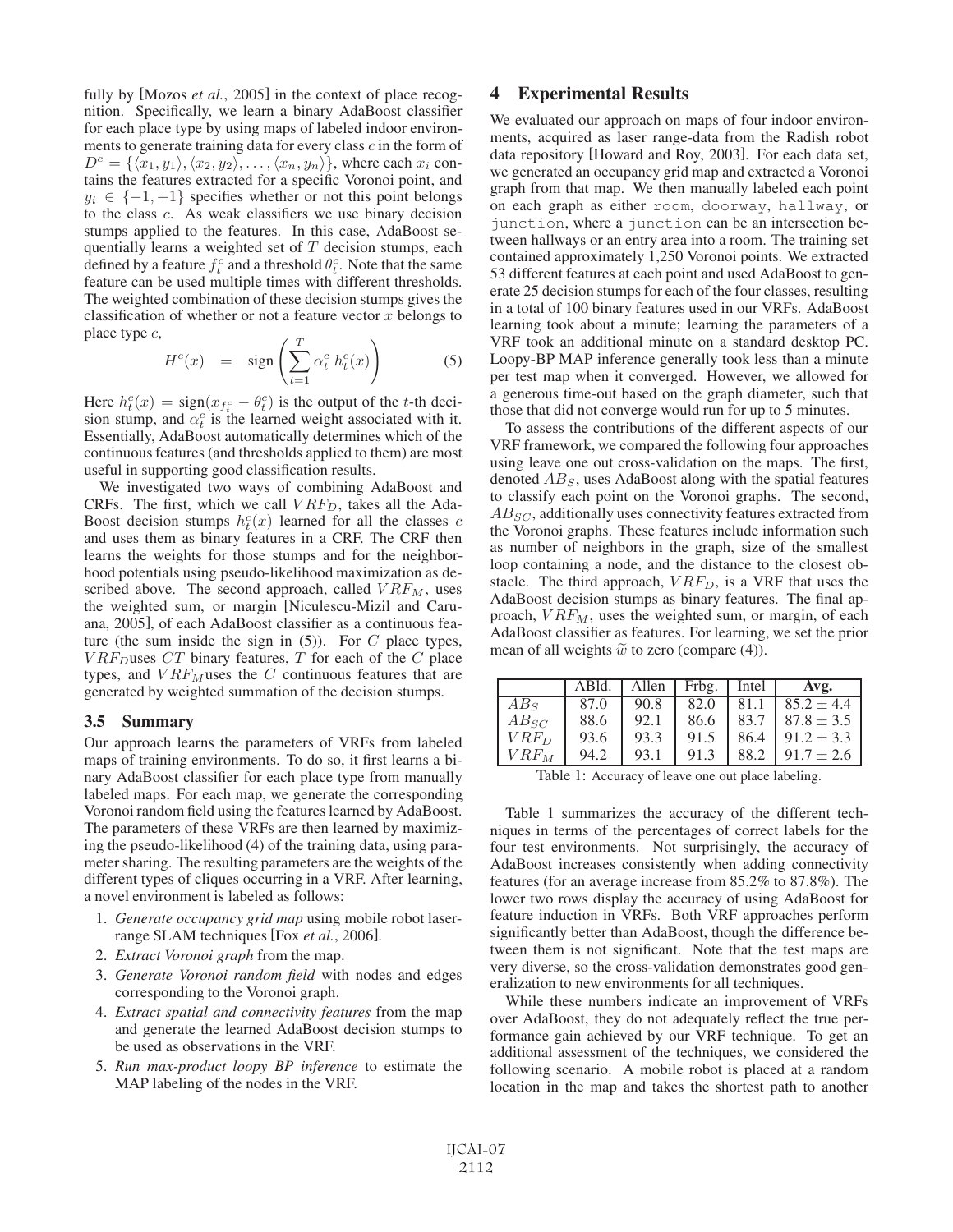fully by [Mozos *et al.*, 2005] in the context of place recognition. Specifically, we learn a binary AdaBoost classifier for each place type by using maps of labeled indoor environments to generate training data for every class $c$ in the form of $D^c = \{\langle x_1, y_1\rangle, \langle x_2, y_2\rangle, \ldots, \langle x_n, y_n\rangle\}$, where each $x_i$ contains the features extracted for a specific Voronoi point, and $y_i \in \{-1, +1\}$ specifies whether or not this point belongs to the class $c$. As weak classifiers we use binary decision stumps applied to the features. In this case, AdaBoost sequentially learns a weighted set of $T$ decision stumps, each defined by a feature $f_t^c$ and a threshold $\theta_t^c$. Note that the same feature can be used multiple times with different thresholds. The weighted combination of these decision stumps gives the classification of whether or not a feature vector $x$ belongs to place type $c$,

$$H^c(x) \quad = \quad \text{sign}\left(\sum_{t=1}^{T} \alpha_t^c \, h_t^c(x)\right) \qquad (5)$$

Here $h_t^c(x) = \text{sign}(x_{f_t^c} - \theta_t^c)$ is the output of the $t$-th decision stump, and $\alpha_t^c$ is the learned weight associated with it. Essentially, AdaBoost automatically determines which of the continuous features (and thresholds applied to them) are most useful in supporting good classification results.

We investigated two ways of combining AdaBoost and CRFs. The first, which we call $VRF_D$, takes all the AdaBoost decision stumps $h_t^c(x)$ learned for all the classes $c$ and uses them as binary features in a CRF. The CRF then learns the weights for those stumps and for the neighborhood potentials using pseudo-likelihood maximization as described above. The second approach, called $VRF_M$, uses the weighted sum, or margin [Niculescu-Mizil and Caruana, 2005], of each AdaBoost classifier as a continuous feature (the sum inside the sign in (5)). For $C$ place types, $VRF_D$uses $CT$ binary features, $T$ for each of the $C$ place types, and $VRF_M$uses the $C$ continuous features that are generated by weighted summation of the decision stumps.

### 3.5 Summary

Our approach learns the parameters of VRFs from labeled maps of training environments. To do so, it first learns a binary AdaBoost classifier for each place type from manually labeled maps. For each map, we generate the corresponding Voronoi random field using the features learned by AdaBoost. The parameters of these VRFs are then learned by maximizing the pseudo-likelihood (4) of the training data, using parameter sharing. The resulting parameters are the weights of the different types of cliques occurring in a VRF. After learning, a novel environment is labeled as follows:

1. *Generate occupancy grid map* using mobile robot laser-range SLAM techniques [Fox *et al.*, 2006].
2. *Extract Voronoi graph* from the map.
3. *Generate Voronoi random field* with nodes and edges corresponding to the Voronoi graph.
4. *Extract spatial and connectivity features* from the map and generate the learned AdaBoost decision stumps to be used as observations in the VRF.
5. *Run max-product loopy BP inference* to estimate the MAP labeling of the nodes in the VRF.

## 4 Experimental Results

We evaluated our approach on maps of four indoor environments, acquired as laser range-data from the Radish robot data repository [Howard and Roy, 2003]. For each data set, we generated an occupancy grid map and extracted a Voronoi graph from that map. We then manually labeled each point on each graph as either `room`, `doorway`, `hallway`, or `junction`, where a `junction` can be an intersection between hallways or an entry area into a room. The training set contained approximately 1,250 Voronoi points. We extracted 53 different features at each point and used AdaBoost to generate 25 decision stumps for each of the four classes, resulting in a total of 100 binary features used in our VRFs. AdaBoost learning took about a minute; learning the parameters of a VRF took an additional minute on a standard desktop PC. Loopy-BP MAP inference generally took less than a minute per test map when it converged. However, we allowed for a generous time-out based on the graph diameter, such that those that did not converge would run for up to 5 minutes.

To assess the contributions of the different aspects of our VRF framework, we compared the following four approaches using leave one out cross-validation on the maps. The first, denoted $AB_S$, uses AdaBoost along with the spatial features to classify each point on the Voronoi graphs. The second, $AB_{SC}$, additionally uses connectivity features extracted from the Voronoi graphs. These features include information such as number of neighbors in the graph, size of the smallest loop containing a node, and the distance to the closest obstacle. The third approach, $VRF_D$, is a VRF that uses the AdaBoost decision stumps as binary features. The final approach, $VRF_M$, uses the weighted sum, or margin, of each AdaBoost classifier as features. For learning, we set the prior mean of all weights $\tilde{w}$ to zero (compare (4)).

| | ABld. | Allen | Frbg. | Intel | **Avg.** |
|---|---|---|---|---|---|
| $AB_S$ | 87.0 | 90.8 | 82.0 | 81.1 | $85.2 \pm 4.4$ |
| $AB_{SC}$ | 88.6 | 92.1 | 86.6 | 83.7 | $87.8 \pm 3.5$ |
| $VRF_D$ | 93.6 | 93.3 | 91.5 | 86.4 | $91.2 \pm 3.3$ |
| $VRF_M$ | 94.2 | 93.1 | 91.3 | 88.2 | $91.7 \pm 2.6$ |

Table 1: Accuracy of leave one out place labeling.

Table 1 summarizes the accuracy of the different techniques in terms of the percentages of correct labels for the four test environments. Not surprisingly, the accuracy of AdaBoost increases consistently when adding connectivity features (for an average increase from 85.2% to 87.8%). The lower two rows display the accuracy of using AdaBoost for feature induction in VRFs. Both VRF approaches perform significantly better than AdaBoost, though the difference between them is not significant. Note that the test maps are very diverse, so the cross-validation demonstrates good generalization to new environments for all techniques.

While these numbers indicate an improvement of VRFs over AdaBoost, they do not adequately reflect the true performance gain achieved by our VRF technique. To get an additional assessment of the techniques, we considered the following scenario. A mobile robot is placed at a random location in the map and takes the shortest path to another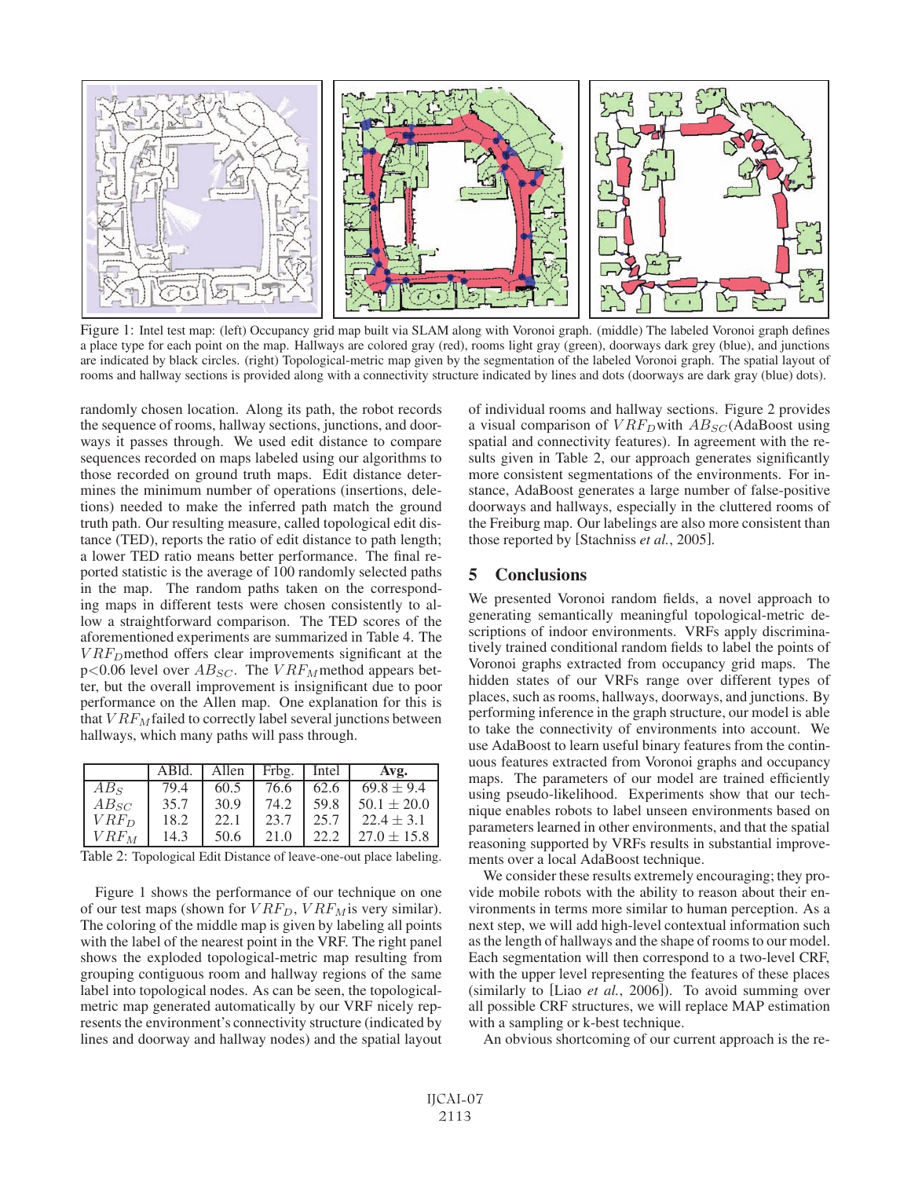Figure 1: Intel test map: (left) Occupancy grid map built via SLAM along with Voronoi graph. (middle) The labeled Voronoi graph defines a place type for each point on the map. Hallways are colored gray (red), rooms light gray (green), doorways dark grey (blue), and junctions are indicated by black circles. (right) Topological-metric map given by the segmentation of the labeled Voronoi graph. The spatial layout of rooms and hallway sections is provided along with a connectivity structure indicated by lines and dots (doorways are dark gray (blue) dots).

randomly chosen location. Along its path, the robot records the sequence of rooms, hallway sections, junctions, and doorways it passes through. We used edit distance to compare sequences recorded on maps labeled using our algorithms to those recorded on ground truth maps. Edit distance determines the minimum number of operations (insertions, deletions) needed to make the inferred path match the ground truth path. Our resulting measure, called topological edit distance (TED), reports the ratio of edit distance to path length; a lower TED ratio means better performance. The final reported statistic is the average of 100 randomly selected paths in the map. The random paths taken on the corresponding maps in different tests were chosen consistently to allow a straightforward comparison. The TED scores of the aforementioned experiments are summarized in Table 4. The $VRF_D$ method offers clear improvements significant at the $p<0.06$ level over $AB_{SC}$. The $VRF_M$ method appears better, but the overall improvement is insignificant due to poor performance on the Allen map. One explanation for this is that $VRF_M$ failed to correctly label several junctions between hallways, which many paths will pass through.

| | ABld. | Allen | Frbg. | Intel | **Avg.** |
|---|---|---|---|---|---|
| $AB_S$ | 79.4 | 60.5 | 76.6 | 62.6 | $69.8 \pm 9.4$ |
| $AB_{SC}$ | 35.7 | 30.9 | 74.2 | 59.8 | $50.1 \pm 20.0$ |
| $VRF_D$ | 18.2 | 22.1 | 23.7 | 25.7 | $22.4 \pm 3.1$ |
| $VRF_M$ | 14.3 | 50.6 | 21.0 | 22.2 | $27.0 \pm 15.8$ |

Table 2: Topological Edit Distance of leave-one-out place labeling.

Figure 1 shows the performance of our technique on one of our test maps (shown for $VRF_D$, $VRF_M$ is very similar). The coloring of the middle map is given by labeling all points with the label of the nearest point in the VRF. The right panel shows the exploded topological-metric map resulting from grouping contiguous room and hallway regions of the same label into topological nodes. As can be seen, the topological-metric map generated automatically by our VRF nicely represents the environment's connectivity structure (indicated by lines and doorway and hallway nodes) and the spatial layout of individual rooms and hallway sections. Figure 2 provides a visual comparison of $VRF_D$ with $AB_{SC}$ (AdaBoost using spatial and connectivity features). In agreement with the results given in Table 2, our approach generates significantly more consistent segmentations of the environments. For instance, AdaBoost generates a large number of false-positive doorways and hallways, especially in the cluttered rooms of the Freiburg map. Our labelings are also more consistent than those reported by [Stachniss *et al.*, 2005].

## 5 Conclusions

We presented Voronoi random fields, a novel approach to generating semantically meaningful topological-metric descriptions of indoor environments. VRFs apply discriminatively trained conditional random fields to label the points of Voronoi graphs extracted from occupancy grid maps. The hidden states of our VRFs range over different types of places, such as rooms, hallways, doorways, and junctions. By performing inference in the graph structure, our model is able to take the connectivity of environments into account. We use AdaBoost to learn useful binary features from the continuous features extracted from Voronoi graphs and occupancy maps. The parameters of our model are trained efficiently using pseudo-likelihood. Experiments show that our technique enables robots to label unseen environments based on parameters learned in other environments, and that the spatial reasoning supported by VRFs results in substantial improvements over a local AdaBoost technique.

We consider these results extremely encouraging; they provide mobile robots with the ability to reason about their environments in terms more similar to human perception. As a next step, we will add high-level contextual information such as the length of hallways and the shape of rooms to our model. Each segmentation will then correspond to a two-level CRF, with the upper level representing the features of these places (similarly to [Liao *et al.*, 2006]). To avoid summing over all possible CRF structures, we will replace MAP estimation with a sampling or k-best technique.

An obvious shortcoming of our current approach is the re-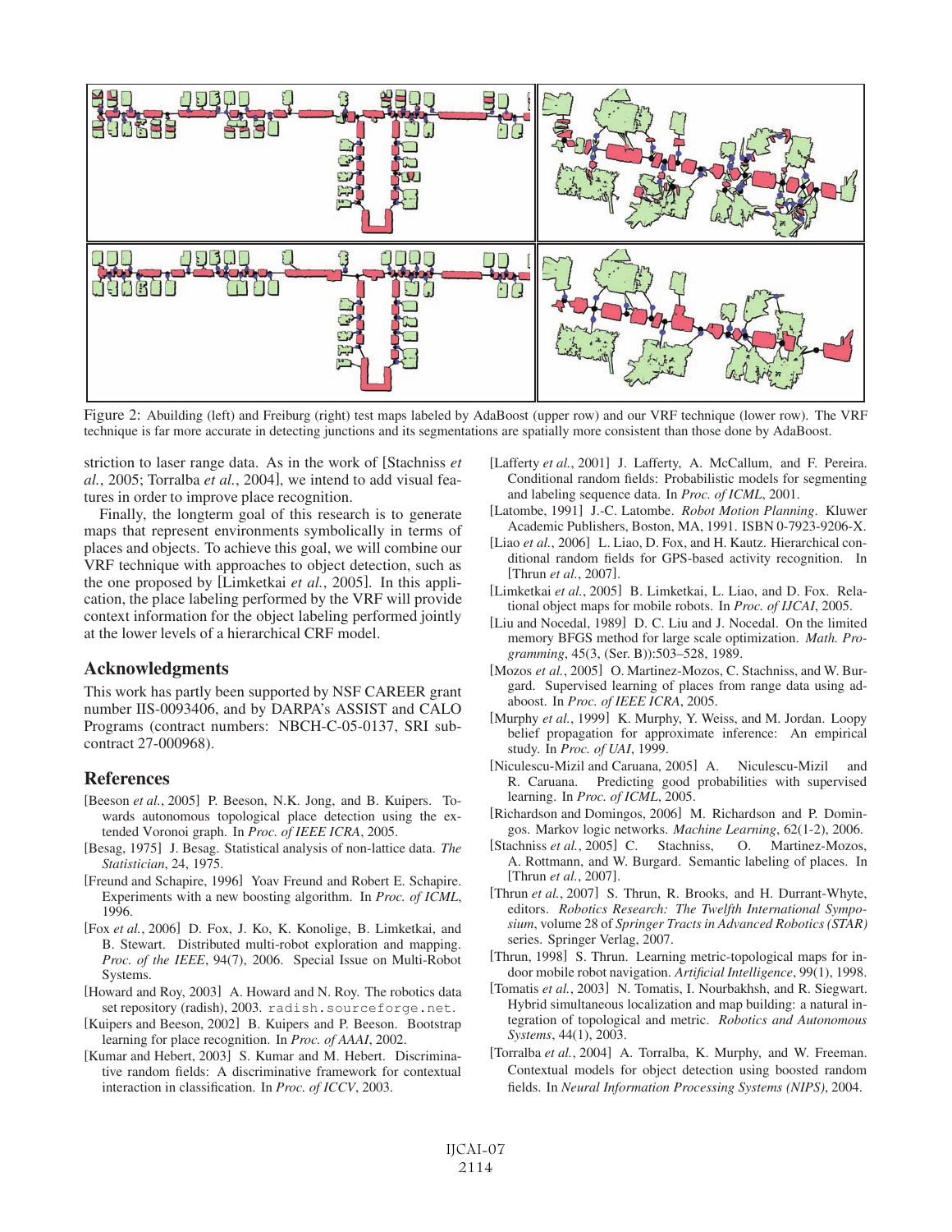Figure 2: Abuilding (left) and Freiburg (right) test maps labeled by AdaBoost (upper row) and our VRF technique (lower row). The VRF technique is far more accurate in detecting junctions and its segmentations are spatially more consistent than those done by AdaBoost.

striction to laser range data. As in the work of [Stachniss *et al.*, 2005; Torralba *et al.*, 2004], we intend to add visual features in order to improve place recognition.

Finally, the longterm goal of this research is to generate maps that represent environments symbolically in terms of places and objects. To achieve this goal, we will combine our VRF technique with approaches to object detection, such as the one proposed by [Limketkai *et al.*, 2005]. In this application, the place labeling performed by the VRF will provide context information for the object labeling performed jointly at the lower levels of a hierarchical CRF model.

## Acknowledgments

This work has partly been supported by NSF CAREER grant number IIS-0093406, and by DARPA's ASSIST and CALO Programs (contract numbers: NBCH-C-05-0137, SRI subcontract 27-000968).

## References

[Beeson *et al.*, 2005] P. Beeson, N.K. Jong, and B. Kuipers. Towards autonomous topological place detection using the extended Voronoi graph. In *Proc. of IEEE ICRA*, 2005.

[Besag, 1975] J. Besag. Statistical analysis of non-lattice data. *The Statistician*, 24, 1975.

[Freund and Schapire, 1996] Yoav Freund and Robert E. Schapire. Experiments with a new boosting algorithm. In *Proc. of ICML*, 1996.

[Fox *et al.*, 2006] D. Fox, J. Ko, K. Konolige, B. Limketkai, and B. Stewart. Distributed multi-robot exploration and mapping. *Proc. of the IEEE*, 94(7), 2006. Special Issue on Multi-Robot Systems.

[Howard and Roy, 2003] A. Howard and N. Roy. The robotics data set repository (radish), 2003. radish.sourceforge.net.

[Kuipers and Beeson, 2002] B. Kuipers and P. Beeson. Bootstrap learning for place recognition. In *Proc. of AAAI*, 2002.

[Kumar and Hebert, 2003] S. Kumar and M. Hebert. Discriminative random fields: A discriminative framework for contextual interaction in classification. In *Proc. of ICCV*, 2003.

[Lafferty *et al.*, 2001] J. Lafferty, A. McCallum, and F. Pereira. Conditional random fields: Probabilistic models for segmenting and labeling sequence data. In *Proc. of ICML*, 2001.

[Latombe, 1991] J.-C. Latombe. *Robot Motion Planning*. Kluwer Academic Publishers, Boston, MA, 1991. ISBN 0-7923-9206-X.

[Liao *et al.*, 2006] L. Liao, D. Fox, and H. Kautz. Hierarchical conditional random fields for GPS-based activity recognition. In [Thrun *et al.*, 2007].

[Limketkai *et al.*, 2005] B. Limketkai, L. Liao, and D. Fox. Relational object maps for mobile robots. In *Proc. of IJCAI*, 2005.

[Liu and Nocedal, 1989] D. C. Liu and J. Nocedal. On the limited memory BFGS method for large scale optimization. *Math. Programming*, 45(3, (Ser. B)):503–528, 1989.

[Mozos *et al.*, 2005] O. Martinez-Mozos, C. Stachniss, and W. Burgard. Supervised learning of places from range data using adaboost. In *Proc. of IEEE ICRA*, 2005.

[Murphy *et al.*, 1999] K. Murphy, Y. Weiss, and M. Jordan. Loopy belief propagation for approximate inference: An empirical study. In *Proc. of UAI*, 1999.

[Niculescu-Mizil and Caruana, 2005] A. Niculescu-Mizil and R. Caruana. Predicting good probabilities with supervised learning. In *Proc. of ICML*, 2005.

[Richardson and Domingos, 2006] M. Richardson and P. Domingos. Markov logic networks. *Machine Learning*, 62(1-2), 2006.

[Stachniss *et al.*, 2005] C. Stachniss, O. Martinez-Mozos, A. Rottmann, and W. Burgard. Semantic labeling of places. In [Thrun *et al.*, 2007].

[Thrun *et al.*, 2007] S. Thrun, R. Brooks, and H. Durrant-Whyte, editors. *Robotics Research: The Twelfth International Symposium*, volume 28 of *Springer Tracts in Advanced Robotics (STAR)* series. Springer Verlag, 2007.

[Thrun, 1998] S. Thrun. Learning metric-topological maps for indoor mobile robot navigation. *Artificial Intelligence*, 99(1), 1998.

[Tomatis *et al.*, 2003] N. Tomatis, I. Nourbakhsh, and R. Siegwart. Hybrid simultaneous localization and map building: a natural integration of topological and metric. *Robotics and Autonomous Systems*, 44(1), 2003.

[Torralba *et al.*, 2004] A. Torralba, K. Murphy, and W. Freeman. Contextual models for object detection using boosted random fields. In *Neural Information Processing Systems (NIPS)*, 2004.